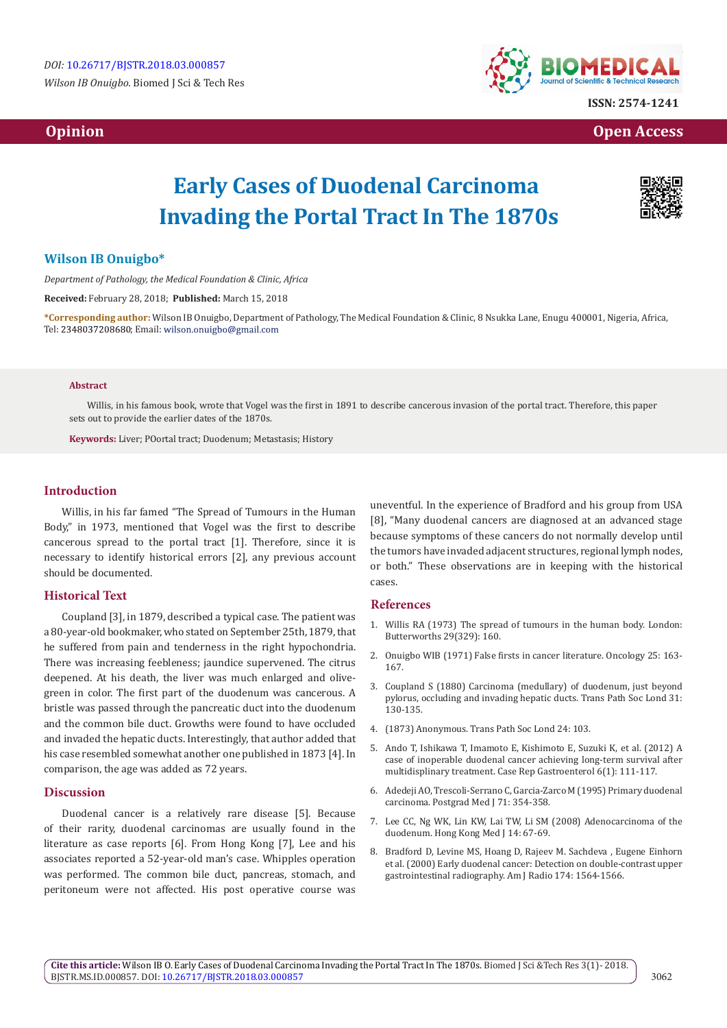DOI: 10.26717/BJSTR.2018.03.000857

*Wilson IB Onuigbo.* Biomed J Sci & Tech Res

ISSN: 2574-1241

**Opinion** **Open Access**

# Early Cases of Duodenal Carcinoma Invading the Portal Tract In The 1870s

## Wilson IB Onuigbo*

*Department of Pathology, the Medical Foundation & Clinic, Africa*

**Received:** February 28, 2018; **Published:** March 15, 2018

***Corresponding author:** Wilson IB Onuigbo, Department of Pathology, The Medical Foundation & Clinic, 8 Nsukka Lane, Enugu 400001, Nigeria, Africa, Tel: 2348037208680; Email: wilson.onuigbo@gmail.com

### Abstract

Willis, in his famous book, wrote that Vogel was the first in 1891 to describe cancerous invasion of the portal tract. Therefore, this paper sets out to provide the earlier dates of the 1870s.

**Keywords:** Liver; POortal tract; Duodenum; Metastasis; History

## Introduction

Willis, in his far famed "The Spread of Tumours in the Human Body," in 1973, mentioned that Vogel was the first to describe cancerous spread to the portal tract [1]. Therefore, since it is necessary to identify historical errors [2], any previous account should be documented.

## Historical Text

Coupland [3], in 1879, described a typical case. The patient was a 80-year-old bookmaker, who stated on September 25th, 1879, that he suffered from pain and tenderness in the right hypochondria. There was increasing feebleness; jaundice supervened. The citrus deepened. At his death, the liver was much enlarged and olive-green in color. The first part of the duodenum was cancerous. A bristle was passed through the pancreatic duct into the duodenum and the common bile duct. Growths were found to have occluded and invaded the hepatic ducts. Interestingly, that author added that his case resembled somewhat another one published in 1873 [4]. In comparison, the age was added as 72 years.

## Discussion

Duodenal cancer is a relatively rare disease [5]. Because of their rarity, duodenal carcinomas are usually found in the literature as case reports [6]. From Hong Kong [7], Lee and his associates reported a 52-year-old man's case. Whipples operation was performed. The common bile duct, pancreas, stomach, and peritoneum were not affected. His post operative course was uneventful. In the experience of Bradford and his group from USA [8], "Many duodenal cancers are diagnosed at an advanced stage because symptoms of these cancers do not normally develop until the tumors have invaded adjacent structures, regional lymph nodes, or both." These observations are in keeping with the historical cases.

## References

1. Willis RA (1973) The spread of tumours in the human body. London: Butterworths 29(329): 160.
2. Onuigbo WIB (1971) False firsts in cancer literature. Oncology 25: 163-167.
3. Coupland S (1880) Carcinoma (medullary) of duodenum, just beyond pylorus, occluding and invading hepatic ducts. Trans Path Soc Lond 31: 130-135.
4. (1873) Anonymous. Trans Path Soc Lond 24: 103.
5. Ando T, Ishikawa T, Imamoto E, Kishimoto E, Suzuki K, et al. (2012) A case of inoperable duodenal cancer achieving long-term survival after multidisplinary treatment. Case Rep Gastroenterol 6(1): 111-117.
6. Adedeji AO, Trescoli-Serrano C, Garcia-Zarco M (1995) Primary duodenal carcinoma. Postgrad Med J 71: 354-358.
7. Lee CC, Ng WK, Lin KW, Lai TW, Li SM (2008) Adenocarcinoma of the duodenum. Hong Kong Med J 14: 67-69.
8. Bradford D, Levine MS, Hoang D, Rajeev M. Sachdeva , Eugene Einhorn et al. (2000) Early duodenal cancer: Detection on double-contrast upper gastrointestinal radiography. Am J Radio 174: 1564-1566.

**Cite this article:** Wilson IB O. Early Cases of Duodenal Carcinoma Invading the Portal Tract In The 1870s. Biomed J Sci &Tech Res 3(1)- 2018. BJSTR.MS.ID.000857. DOI: 10.26717/BJSTR.2018.03.000857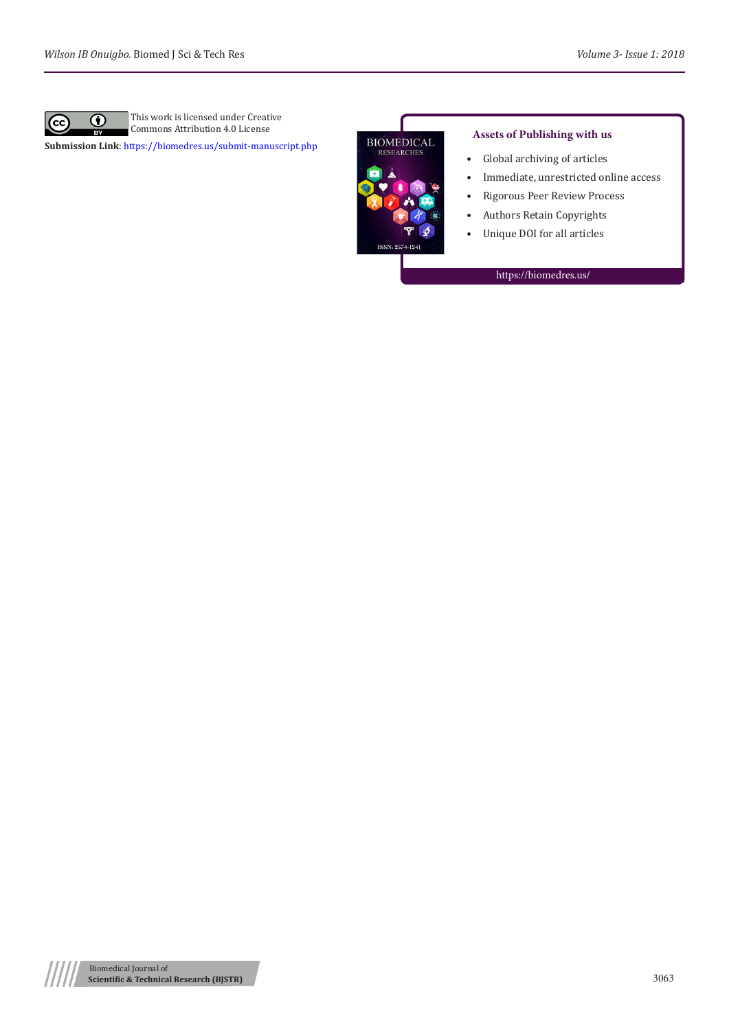This work is licensed under Creative Commons Attribution 4.0 License

**Submission Link**: https://biomedres.us/submit-manuscript.php

BIOMEDICAL RESEARCHES

ISSN: 2574-1241

### Assets of Publishing with us

- Global archiving of articles
- Immediate, unrestricted online access
- Rigorous Peer Review Process
- Authors Retain Copyrights
- Unique DOI for all articles

https://biomedres.us/